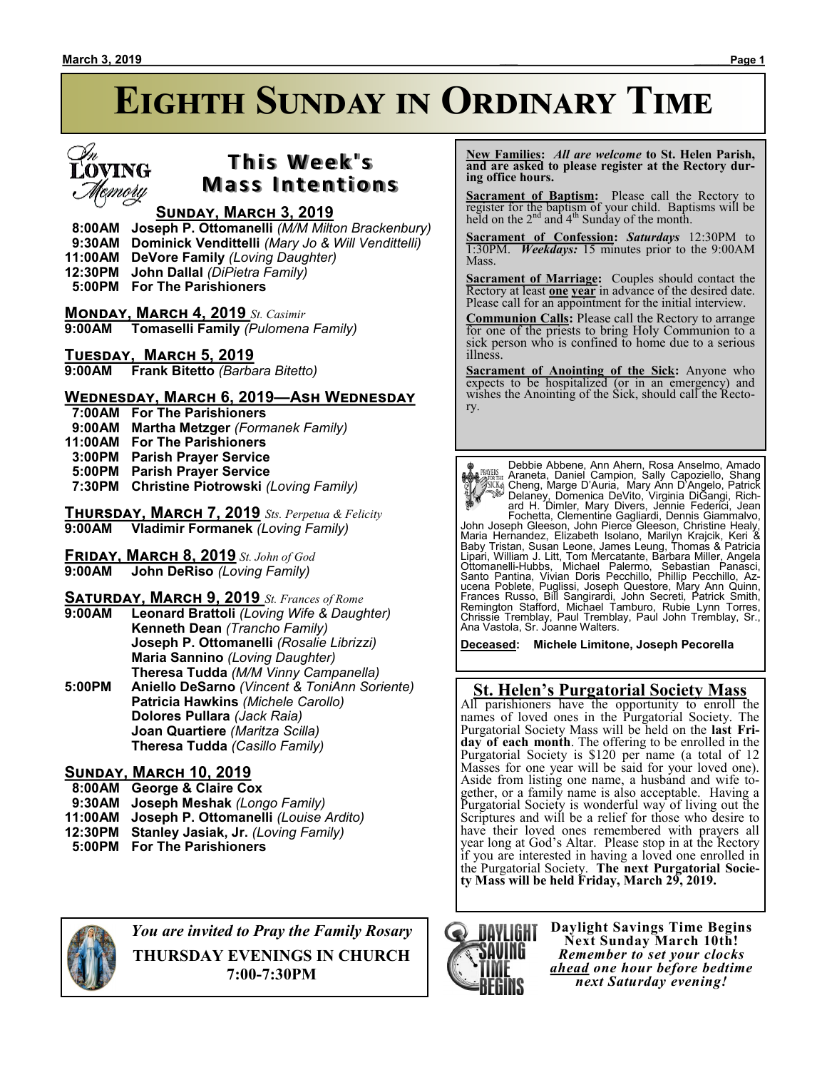# Eighth Sunday in Ordinary Time

## This Week's Mass Intentions

In Loving Memory

### Sunday, March 3, 2019

**8:00AM** **Joseph P. Ottomanelli** *(M/M Milton Brackenbury)*
**9:30AM** **Dominick Vendittelli** *(Mary Jo & Will Vendittelli)*
**11:00AM** **DeVore Family** *(Loving Daughter)*
**12:30PM** **John Dallal** *(DiPietra Family)*
**5:00PM** **For The Parishioners**

### Monday, March 4, 2019 *St. Casimir*

**9:00AM** **Tomaselli Family** *(Pulomena Family)*

### Tuesday, March 5, 2019

**9:00AM** **Frank Bitetto** *(Barbara Bitetto)*

### Wednesday, March 6, 2019—Ash Wednesday

**7:00AM** **For The Parishioners**
**9:00AM** **Martha Metzger** *(Formanek Family)*
**11:00AM** **For The Parishioners**
**3:00PM** **Parish Prayer Service**
**5:00PM** **Parish Prayer Service**
**7:30PM** **Christine Piotrowski** *(Loving Family)*

### Thursday, March 7, 2019 *Sts. Perpetua & Felicity*

**9:00AM** **Vladimir Formanek** *(Loving Family)*

### Friday, March 8, 2019 *St. John of God*

**9:00AM** **John DeRiso** *(Loving Family)*

### Saturday, March 9, 2019 *St. Frances of Rome*

**9:00AM** **Leonard Brattoli** *(Loving Wife & Daughter)*
**Kenneth Dean** *(Trancho Family)*
**Joseph P. Ottomanelli** *(Rosalie Librizzi)*
**Maria Sannino** *(Loving Daughter)*
**Theresa Tudda** *(M/M Vinny Campanella)*

**5:00PM** **Aniello DeSarno** *(Vincent & ToniAnn Soriente)*
**Patricia Hawkins** *(Michele Carollo)*
**Dolores Pullara** *(Jack Raia)*
**Joan Quartiere** *(Maritza Scilla)*
**Theresa Tudda** *(Casillo Family)*

### Sunday, March 10, 2019

**8:00AM** **George & Claire Cox**
**9:30AM** **Joseph Meshak** *(Longo Family)*
**11:00AM** **Joseph P. Ottomanelli** *(Louise Ardito)*
**12:30PM** **Stanley Jasiak, Jr.** *(Loving Family)*
**5:00PM** **For The Parishioners**

*You are invited to Pray the Family Rosary*

**THURSDAY EVENINGS IN CHURCH**
**7:00-7:30PM**

**New Families:** *All are welcome* **to St. Helen Parish, and are asked to please register at the Rectory during office hours.**

**Sacrament of Baptism:** Please call the Rectory to register for the baptism of your child. Baptisms will be held on the 2nd and 4th Sunday of the month.

**Sacrament of Confession:** ***Saturdays*** 12:30PM to 1:30PM. ***Weekdays:*** 15 minutes prior to the 9:00AM Mass.

**Sacrament of Marriage:** Couples should contact the Rectory at least **one year** in advance of the desired date. Please call for an appointment for the initial interview.

**Communion Calls:** Please call the Rectory to arrange for one of the priests to bring Holy Communion to a sick person who is confined to home due to a serious illness.

**Sacrament of Anointing of the Sick:** Anyone who expects to be hospitalized (or in an emergency) and wishes the Anointing of the Sick, should call the Rectory.

Prayers for the Sick

Debbie Abbene, Ann Ahern, Rosa Anselmo, Amado Araneta, Daniel Campion, Sally Capoziello, Shang Cheng, Marge D'Auria, Mary Ann D'Angelo, Patrick Delaney, Domenica DeVito, Virginia DiGangi, Richard H. Dimler, Mary Divers, Jennie Federici, Jean Fochetta, Clementine Gagliardi, Dennis Giammalvo, John Joseph Gleeson, John Pierce Gleeson, Christine Healy, Maria Hernandez, Elizabeth Isolano, Marilyn Krajcik, Keri & Baby Tristan, Susan Leone, James Leung, Thomas & Patricia Lipari, William J. Litt, Tom Mercatante, Barbara Miller, Angela Ottomanelli-Hubbs, Michael Palermo, Sebastian Panasci, Santo Pantina, Vivian Doris Pecchillo, Phillip Pecchillo, Azucena Poblete, Puglissi, Joseph Questore, Mary Ann Quinn, Frances Russo, Bill Sangirardi, John Secreti, Patrick Smith, Remington Stafford, Michael Tamburo, Rubie Lynn Torres, Chrissie Tremblay, Paul Tremblay, Paul John Tremblay, Sr., Ana Vastola, Sr. Joanne Walters.

**Deceased:** **Michele Limitone, Joseph Pecorella**

## St. Helen's Purgatorial Society Mass

All parishioners have the opportunity to enroll the names of loved ones in the Purgatorial Society. The Purgatorial Society Mass will be held on the **last Friday of each month**. The offering to be enrolled in the Purgatorial Society is $120 per name (a total of 12 Masses for one year will be said for your loved one). Aside from listing one name, a husband and wife together, or a family name is also acceptable. Having a Purgatorial Society is wonderful way of living out the Scriptures and will be a relief for those who desire to have their loved ones remembered with prayers all year long at God's Altar. Please stop in at the Rectory if you are interested in having a loved one enrolled in the Purgatorial Society. **The next Purgatorial Society Mass will be held Friday, March 29, 2019.**

DAYLIGHT SAVING TIME BEGINS

**Daylight Savings Time Begins Next Sunday March 10th!**
***Remember to set your clocks <u>ahead</u> one hour before bedtime next Saturday evening!***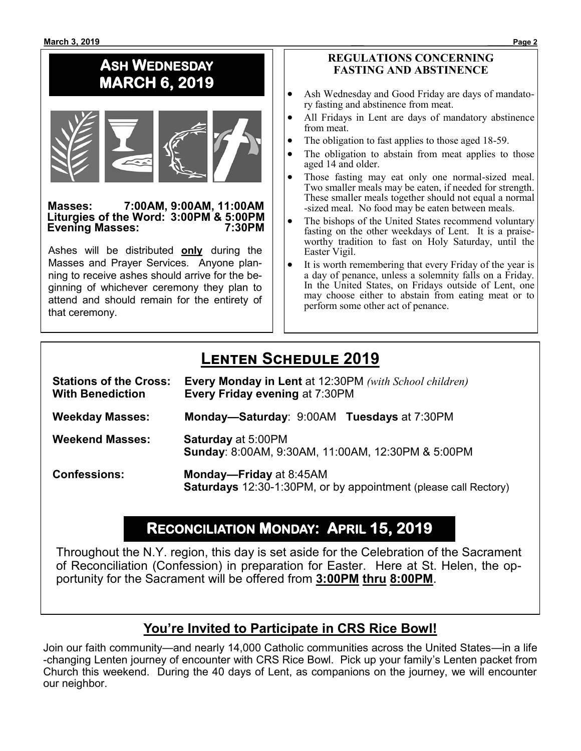## ASH WEDNESDAY MARCH 6, 2019

**Masses:** 7:00AM, 9:00AM, 11:00AM
**Liturgies of the Word:** 3:00PM & 5:00PM
**Evening Masses:** 7:30PM

Ashes will be distributed **only** during the Masses and Prayer Services. Anyone planning to receive ashes should arrive for the beginning of whichever ceremony they plan to attend and should remain for the entirety of that ceremony.

### REGULATIONS CONCERNING FASTING AND ABSTINENCE

- Ash Wednesday and Good Friday are days of mandatory fasting and abstinence from meat.
- All Fridays in Lent are days of mandatory abstinence from meat.
- The obligation to fast applies to those aged 18-59.
- The obligation to abstain from meat applies to those aged 14 and older.
- Those fasting may eat only one normal-sized meal. Two smaller meals may be eaten, if needed for strength. These smaller meals together should not equal a normal-sized meal. No food may be eaten between meals.
- The bishops of the United States recommend voluntary fasting on the other weekdays of Lent. It is a praiseworthy tradition to fast on Holy Saturday, until the Easter Vigil.
- It is worth remembering that every Friday of the year is a day of penance, unless a solemnity falls on a Friday. In the United States, on Fridays outside of Lent, one may choose either to abstain from eating meat or to perform some other act of penance.

## LENTEN SCHEDULE 2019

**Stations of the Cross: With Benediction**
**Every Monday in Lent** at 12:30PM *(with School children)*
**Every Friday evening** at 7:30PM

**Weekday Masses:** **Monday—Saturday**: 9:00AM **Tuesdays** at 7:30PM

**Weekend Masses:**
**Saturday** at 5:00PM
**Sunday**: 8:00AM, 9:30AM, 11:00AM, 12:30PM & 5:00PM

**Confessions:**
**Monday—Friday** at 8:45AM
**Saturdays** 12:30-1:30PM, or by appointment (please call Rectory)

## RECONCILIATION MONDAY: APRIL 15, 2019

Throughout the N.Y. region, this day is set aside for the Celebration of the Sacrament of Reconciliation (Confession) in preparation for Easter. Here at St. Helen, the opportunity for the Sacrament will be offered from **3:00PM thru 8:00PM**.

## You're Invited to Participate in CRS Rice Bowl!

Join our faith community—and nearly 14,000 Catholic communities across the United States—in a life-changing Lenten journey of encounter with CRS Rice Bowl. Pick up your family's Lenten packet from Church this weekend. During the 40 days of Lent, as companions on the journey, we will encounter our neighbor.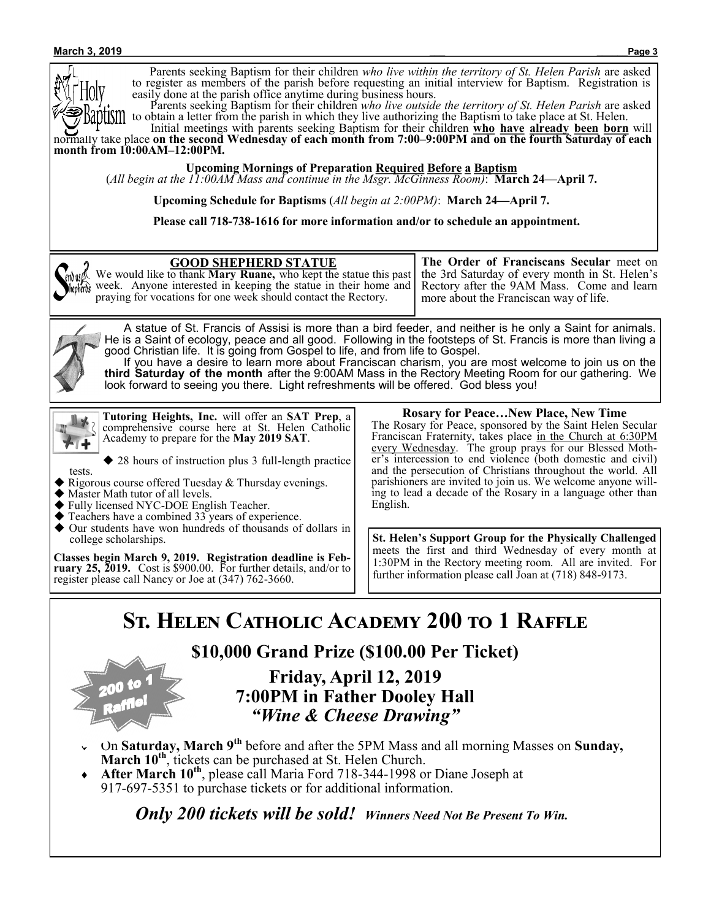Parents seeking Baptism for their children *who live within the territory of St. Helen Parish* are asked to register as members of the parish before requesting an initial interview for Baptism. Registration is easily done at the parish office anytime during business hours.

Parents seeking Baptism for their children *who live outside the territory of St. Helen Parish* are asked to obtain a letter from the parish in which they live authorizing the Baptism to take place at St. Helen.

Initial meetings with parents seeking Baptism for their children **who have already been born** will normally take place **on the second Wednesday of each month from 7:00–9:00PM and on the fourth Saturday of each month from 10:00AM–12:00PM.**

**Upcoming Mornings of Preparation Required Before a Baptism**
(*All begin at the 11:00AM Mass and continue in the Msgr. McGinness Room)*: **March 24—April 7.**

**Upcoming Schedule for Baptisms** (*All begin at 2:00PM)*: **March 24—April 7.**

**Please call 718-738-1616 for more information and/or to schedule an appointment.**

## GOOD SHEPHERD STATUE

We would like to thank **Mary Ruane,** who kept the statue this past week. Anyone interested in keeping the statue in their home and praying for vocations for one week should contact the Rectory.

**The Order of Franciscans Secular** meet on the 3rd Saturday of every month in St. Helen's Rectory after the 9AM Mass. Come and learn more about the Franciscan way of life.

A statue of St. Francis of Assisi is more than a bird feeder, and neither is he only a Saint for animals. He is a Saint of ecology, peace and all good. Following in the footsteps of St. Francis is more than living a good Christian life. It is going from Gospel to life, and from life to Gospel.

If you have a desire to learn more about Franciscan charism, you are most welcome to join us on the **third Saturday of the month** after the 9:00AM Mass in the Rectory Meeting Room for our gathering. We look forward to seeing you there. Light refreshments will be offered. God bless you!

**Tutoring Heights, Inc.** will offer an **SAT Prep**, a comprehensive course here at St. Helen Catholic Academy to prepare for the **May 2019 SAT**.

- 28 hours of instruction plus 3 full-length practice tests.
- Rigorous course offered Tuesday & Thursday evenings.
- Master Math tutor of all levels.
- Fully licensed NYC-DOE English Teacher.
- Teachers have a combined 33 years of experience.
- Our students have won hundreds of thousands of dollars in college scholarships.

**Classes begin March 9, 2019. Registration deadline is February 25, 2019.** Cost is $900.00. For further details, and/or to register please call Nancy or Joe at (347) 762-3660.

**Rosary for Peace…New Place, New Time**

The Rosary for Peace, sponsored by the Saint Helen Secular Franciscan Fraternity, takes place in the Church at 6:30PM every Wednesday. The group prays for our Blessed Mother's intercession to end violence (both domestic and civil) and the persecution of Christians throughout the world. All parishioners are invited to join us. We welcome anyone willing to lead a decade of the Rosary in a language other than English.

**St. Helen's Support Group for the Physically Challenged** meets the first and third Wednesday of every month at 1:30PM in the Rectory meeting room. All are invited. For further information please call Joan at (718) 848-9173.

# St. Helen Catholic Academy 200 to 1 Raffle

## $10,000 Grand Prize ($100.00 Per Ticket)

200 to 1 Raffle!

## Friday, April 12, 2019
## 7:00PM in Father Dooley Hall
## *"Wine & Cheese Drawing"*

- On **Saturday, March 9th** before and after the 5PM Mass and all morning Masses on **Sunday, March 10th**, tickets can be purchased at St. Helen Church.
- **After March 10th**, please call Maria Ford 718-344-1998 or Diane Joseph at 917-697-5351 to purchase tickets or for additional information.

***Only 200 tickets will be sold!*** ***Winners Need Not Be Present To Win.***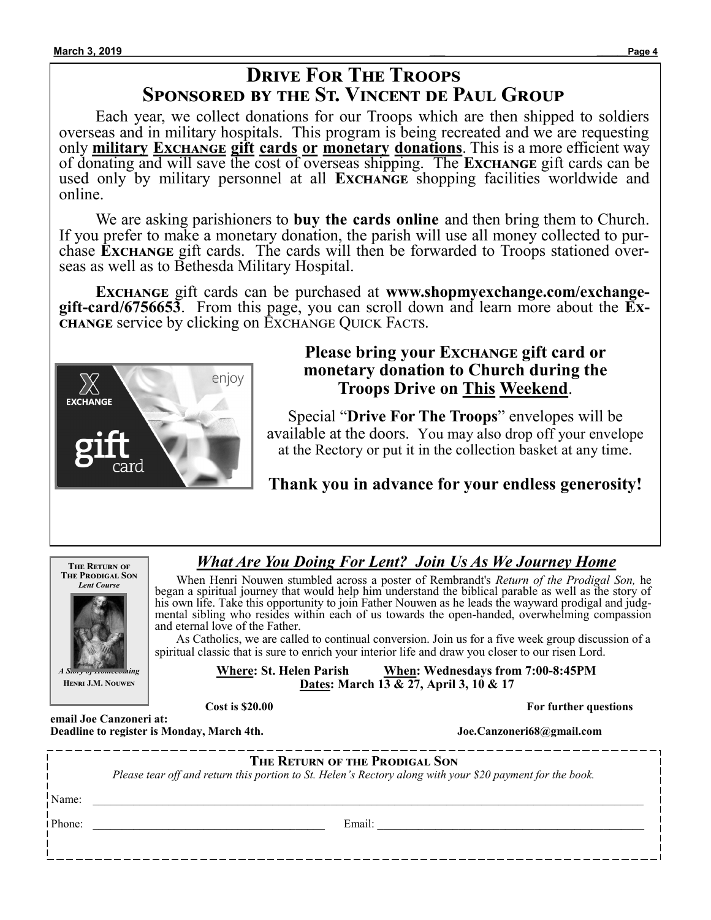# Drive For The Troops
## Sponsored by the St. Vincent de Paul Group

Each year, we collect donations for our Troops which are then shipped to soldiers overseas and in military hospitals. This program is being recreated and we are requesting only **military Exchange gift cards or monetary donations**. This is a more efficient way of donating and will save the cost of overseas shipping. The **Exchange** gift cards can be used only by military personnel at all **Exchange** shopping facilities worldwide and online.

We are asking parishioners to **buy the cards online** and then bring them to Church. If you prefer to make a monetary donation, the parish will use all money collected to purchase **Exchange** gift cards. The cards will then be forwarded to Troops stationed overseas as well as to Bethesda Military Hospital.

**Exchange** gift cards can be purchased at **www.shopmyexchange.com/exchange-gift-card/6756653**. From this page, you can scroll down and learn more about the **Exchange** service by clicking on Exchange Quick Facts.

**Please bring your Exchange gift card or monetary donation to Church during the Troops Drive on This Weekend.**

Special "**Drive For The Troops**" envelopes will be available at the doors. You may also drop off your envelope at the Rectory or put it in the collection basket at any time.

**Thank you in advance for your endless generosity!**

---

## *What Are You Doing For Lent? Join Us As We Journey Home*

**The Return of The Prodigal Son** *Lent Course* — *A Story of Homecoming* — **Henri J.M. Nouwen**

When Henri Nouwen stumbled across a poster of Rembrandt's *Return of the Prodigal Son,* he began a spiritual journey that would help him understand the biblical parable as well as the story of his own life. Take this opportunity to join Father Nouwen as he leads the wayward prodigal and judgmental sibling who resides within each of us towards the open-handed, overwhelming compassion and eternal love of the Father.

As Catholics, we are called to continual conversion. Join us for a five week group discussion of a spiritual classic that is sure to enrich your interior life and draw you closer to our risen Lord.

**Where: St. Helen Parish** **When: Wednesdays from 7:00-8:45PM**
**Dates: March 13 & 27, April 3, 10 & 17**

**Cost is $20.00**

**For further questions email Joe Canzoneri at: Joe.Canzoneri68@gmail.com**

**Deadline to register is Monday, March 4th.**

---

**The Return of the Prodigal Son**

*Please tear off and return this portion to St. Helen's Rectory along with your $20 payment for the book.*

Name: ______________________________

Phone: ______________________ Email: ______________________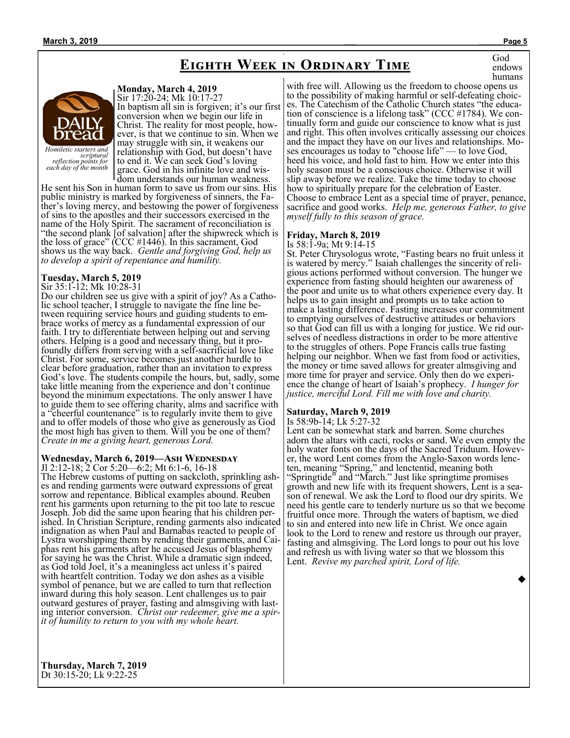# Eighth Week in Ordinary Time

DAILY bread

*Homiletic starters and scriptural reflection points for each day of the month*

**Monday, March 4, 2019**
Sir 17:20-24; Mk 10:17-27
In baptism all sin is forgiven; it's our first conversion when we begin our life in Christ. The reality for most people, however, is that we continue to sin. When we may struggle with sin, it weakens our relationship with God, but doesn't have to end it. We can seek God's loving grace. God in his infinite love and wisdom understands our human weakness. He sent his Son in human form to save us from our sins. His public ministry is marked by forgiveness of sinners, the Father's loving mercy, and bestowing the power of forgiveness of sins to the apostles and their successors exercised in the name of the Holy Spirit. The sacrament of reconciliation is "the second plank [of salvation] after the shipwreck which is the loss of grace" (CCC #1446). In this sacrament, God shows us the way back. *Gentle and forgiving God, help us to develop a spirit of repentance and humility.*

**Tuesday, March 5, 2019**
Sir 35:1-12; Mk 10:28-31
Do our children see us give with a spirit of joy? As a Catholic school teacher, I struggle to navigate the fine line between requiring service hours and guiding students to embrace works of mercy as a fundamental expression of our faith. I try to differentiate between helping out and serving others. Helping is a good and necessary thing, but it profoundly differs from serving with a self-sacrificial love like Christ. For some, service becomes just another hurdle to clear before graduation, rather than an invitation to express God's love. The students compile the hours, but, sadly, some take little meaning from the experience and don't continue beyond the minimum expectations. The only answer I have to guide them to see offering charity, alms and sacrifice with a "cheerful countenance" is to regularly invite them to give and to offer models of those who give as generously as God the most high has given to them. Will you be one of them? *Create in me a giving heart, generous Lord.*

**Wednesday, March 6, 2019—Ash Wednesday**
Jl 2:12-18; 2 Cor 5:20—6:2; Mt 6:1-6, 16-18
The Hebrew customs of putting on sackcloth, sprinkling ashes and rending garments were outward expressions of great sorrow and repentance. Biblical examples abound. Reuben rent his garments upon returning to the pit too late to rescue Joseph. Job did the same upon hearing that his children perished. In Christian Scripture, rending garments also indicated indignation as when Paul and Barnabas reacted to people of Lystra worshipping them by rending their garments, and Caiphas rent his garments after he accused Jesus of blasphemy for saying he was the Christ. While a dramatic sign indeed, as God told Joel, it's a meaningless act unless it's paired with heartfelt contrition. Today we don ashes as a visible symbol of penance, but we are called to turn that reflection inward during this holy season. Lent challenges us to pair outward gestures of prayer, fasting and almsgiving with lasting interior conversion. *Christ our redeemer, give me a spirit of humility to return to you with my whole heart.*

**Thursday, March 7, 2019**
Dt 30:15-20; Lk 9:22-25
God endows humans with free will. Allowing us the freedom to choose opens us to the possibility of making harmful or self-defeating choices. The Catechism of the Catholic Church states "the education of conscience is a lifelong task" (CCC #1784). We continually form and guide our conscience to know what is just and right. This often involves critically assessing our choices and the impact they have on our lives and relationships. Moses encourages us today to "choose life" — to love God, heed his voice, and hold fast to him. How we enter into this holy season must be a conscious choice. Otherwise it will slip away before we realize. Take the time today to choose how to spiritually prepare for the celebration of Easter. Choose to embrace Lent as a special time of prayer, penance, sacrifice and good works. *Help me, generous Father, to give myself fully to this season of grace.*

**Friday, March 8, 2019**
Is 58:1-9a; Mt 9:14-15
St. Peter Chrysologus wrote, "Fasting bears no fruit unless it is watered by mercy." Isaiah challenges the sincerity of religious actions performed without conversion. The hunger we experience from fasting should heighten our awareness of the poor and unite us to what others experience every day. It helps us to gain insight and prompts us to take action to make a lasting difference. Fasting increases our commitment to emptying ourselves of destructive attitudes or behaviors so that God can fill us with a longing for justice. We rid ourselves of needless distractions in order to be more attentive to the struggles of others. Pope Francis calls true fasting helping our neighbor. When we fast from food or activities, the money or time saved allows for greater almsgiving and more time for prayer and service. Only then do we experience the change of heart of Isaiah's prophecy. *I hunger for justice, merciful Lord. Fill me with love and charity.*

**Saturday, March 9, 2019**
Is 58:9b-14; Lk 5:27-32
Lent can be somewhat stark and barren. Some churches adorn the altars with cacti, rocks or sand. We even empty the holy water fonts on the days of the Sacred Triduum. However, the word Lent comes from the Anglo-Saxon words lencten, meaning "Spring," and lenctentid, meaning both "Springtide" and "March." Just like springtime promises growth and new life with its frequent showers, Lent is a season of renewal. We ask the Lord to flood our dry spirits. We need his gentle care to tenderly nurture us so that we become fruitful once more. Through the waters of baptism, we died to sin and entered into new life in Christ. We once again look to the Lord to renew and restore us through our prayer, fasting and almsgiving. The Lord longs to pour out his love and refresh us with living water so that we blossom this Lent. *Revive my parched spirit, Lord of life.*

◆